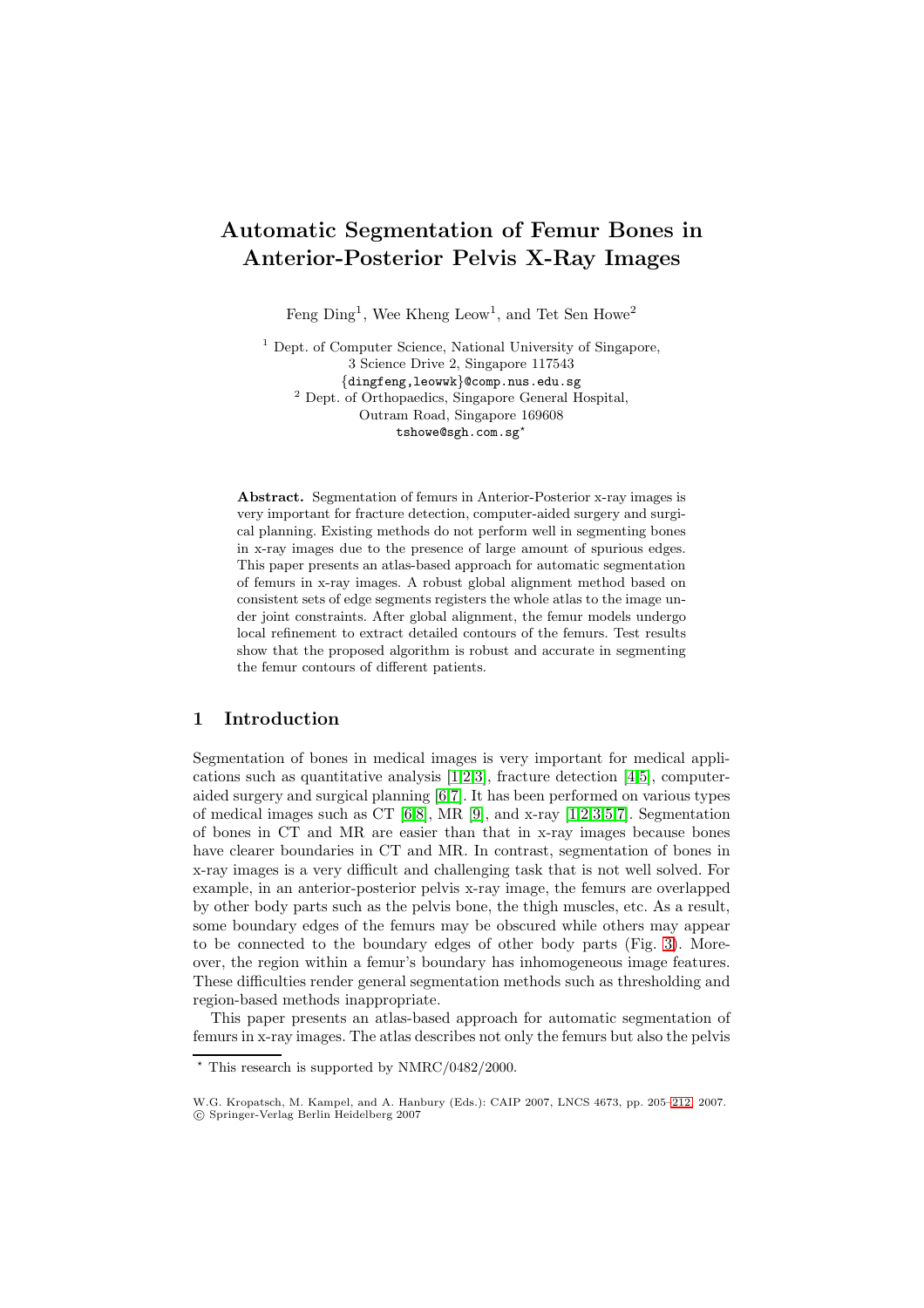# Automatic Segmentation of Femur Bones in Anterior-Posterior Pelvis X-Ray Images

Feng Ding[1], Wee Kheng Leow[1], and Tet Sen Howe[2]

[1] Dept. of Computer Science, National University of Singapore, 3 Science Drive 2, Singapore 117543
{dingfeng,leowwk}@comp.nus.edu.sg

[2] Dept. of Orthopaedics, Singapore General Hospital, Outram Road, Singapore 169608
tshowe@sgh.com.sg*

**Abstract.** Segmentation of femurs in Anterior-Posterior x-ray images is very important for fracture detection, computer-aided surgery and surgical planning. Existing methods do not perform well in segmenting bones in x-ray images due to the presence of large amount of spurious edges. This paper presents an atlas-based approach for automatic segmentation of femurs in x-ray images. A robust global alignment method based on consistent sets of edge segments registers the whole atlas to the image under joint constraints. After global alignment, the femur models undergo local refinement to extract detailed contours of the femurs. Test results show that the proposed algorithm is robust and accurate in segmenting the femur contours of different patients.

## 1 Introduction

Segmentation of bones in medical images is very important for medical applications such as quantitative analysis [1,2,3], fracture detection [4,5], computer-aided surgery and surgical planning [6,7]. It has been performed on various types of medical images such as CT [6,8], MR [9], and x-ray [1,2,3,5,7]. Segmentation of bones in CT and MR are easier than that in x-ray images because bones have clearer boundaries in CT and MR. In contrast, segmentation of bones in x-ray images is a very difficult and challenging task that is not well solved. For example, in an anterior-posterior pelvis x-ray image, the femurs are overlapped by other body parts such as the pelvis bone, the thigh muscles, etc. As a result, some boundary edges of the femurs may be obscured while others may appear to be connected to the boundary edges of other body parts (Fig. 3). Moreover, the region within a femur's boundary has inhomogeneous image features. These difficulties render general segmentation methods such as thresholding and region-based methods inappropriate.

This paper presents an atlas-based approach for automatic segmentation of femurs in x-ray images. The atlas describes not only the femurs but also the pelvis

* This research is supported by NMRC/0482/2000.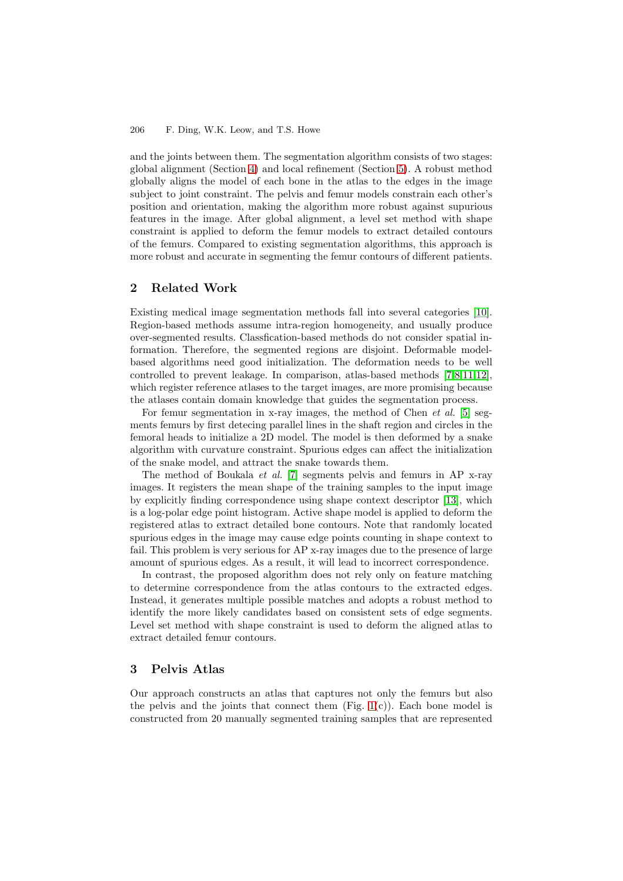and the joints between them. The segmentation algorithm consists of two stages: global alignment (Section 4) and local refinement (Section 5). A robust method globally aligns the model of each bone in the atlas to the edges in the image subject to joint constraint. The pelvis and femur models constrain each other's position and orientation, making the algorithm more robust against supurious features in the image. After global alignment, a level set method with shape constraint is applied to deform the femur models to extract detailed contours of the femurs. Compared to existing segmentation algorithms, this approach is more robust and accurate in segmenting the femur contours of different patients.

## 2 Related Work

Existing medical image segmentation methods fall into several categories [10]. Region-based methods assume intra-region homogeneity, and usually produce over-segmented results. Classfication-based methods do not consider spatial information. Therefore, the segmented regions are disjoint. Deformable model-based algorithms need good initialization. The deformation needs to be well controlled to prevent leakage. In comparison, atlas-based methods [7,8,11,12], which register reference atlases to the target images, are more promising because the atlases contain domain knowledge that guides the segmentation process.

For femur segmentation in x-ray images, the method of Chen *et al.* [5] segments femurs by first detecing parallel lines in the shaft region and circles in the femoral heads to initialize a 2D model. The model is then deformed by a snake algorithm with curvature constraint. Spurious edges can affect the initialization of the snake model, and attract the snake towards them.

The method of Boukala *et al.* [7] segments pelvis and femurs in AP x-ray images. It registers the mean shape of the training samples to the input image by explicitly finding correspondence using shape context descriptor [13], which is a log-polar edge point histogram. Active shape model is applied to deform the registered atlas to extract detailed bone contours. Note that randomly located spurious edges in the image may cause edge points counting in shape context to fail. This problem is very serious for AP x-ray images due to the presence of large amount of spurious edges. As a result, it will lead to incorrect correspondence.

In contrast, the proposed algorithm does not rely only on feature matching to determine correspondence from the atlas contours to the extracted edges. Instead, it generates multiple possible matches and adopts a robust method to identify the more likely candidates based on consistent sets of edge segments. Level set method with shape constraint is used to deform the aligned atlas to extract detailed femur contours.

## 3 Pelvis Atlas

Our approach constructs an atlas that captures not only the femurs but also the pelvis and the joints that connect them (Fig. 1(c)). Each bone model is constructed from 20 manually segmented training samples that are represented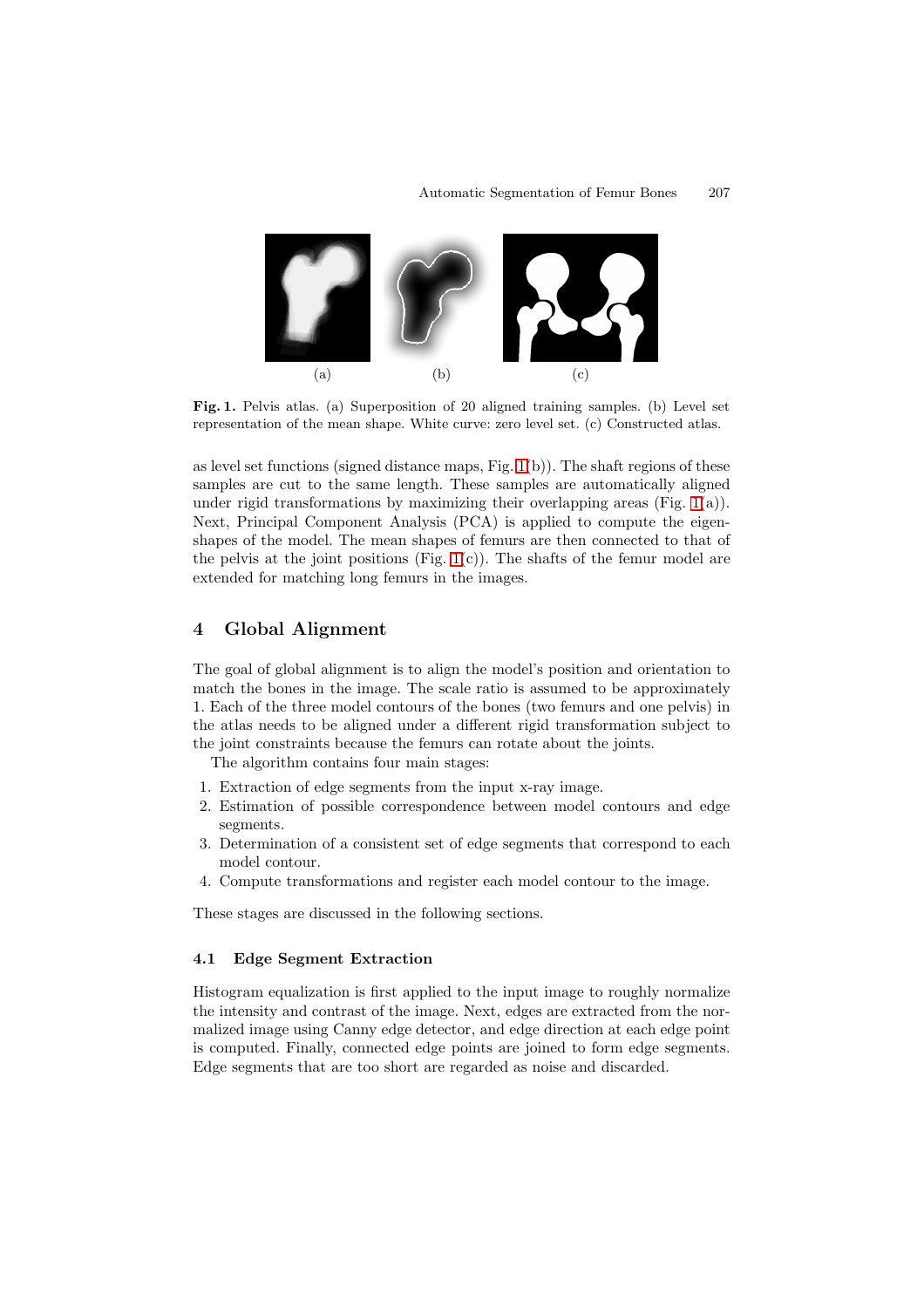**Fig. 1.** Pelvis atlas. (a) Superposition of 20 aligned training samples. (b) Level set representation of the mean shape. White curve: zero level set. (c) Constructed atlas.

as level set functions (signed distance maps, Fig. 1(b)). The shaft regions of these samples are cut to the same length. These samples are automatically aligned under rigid transformations by maximizing their overlapping areas (Fig. 1(a)). Next, Principal Component Analysis (PCA) is applied to compute the eigenshapes of the model. The mean shapes of femurs are then connected to that of the pelvis at the joint positions (Fig. 1(c)). The shafts of the femur model are extended for matching long femurs in the images.

## 4 Global Alignment

The goal of global alignment is to align the model's position and orientation to match the bones in the image. The scale ratio is assumed to be approximately 1. Each of the three model contours of the bones (two femurs and one pelvis) in the atlas needs to be aligned under a different rigid transformation subject to the joint constraints because the femurs can rotate about the joints.

The algorithm contains four main stages:

1. Extraction of edge segments from the input x-ray image.
2. Estimation of possible correspondence between model contours and edge segments.
3. Determination of a consistent set of edge segments that correspond to each model contour.
4. Compute transformations and register each model contour to the image.

These stages are discussed in the following sections.

### 4.1 Edge Segment Extraction

Histogram equalization is first applied to the input image to roughly normalize the intensity and contrast of the image. Next, edges are extracted from the normalized image using Canny edge detector, and edge direction at each edge point is computed. Finally, connected edge points are joined to form edge segments. Edge segments that are too short are regarded as noise and discarded.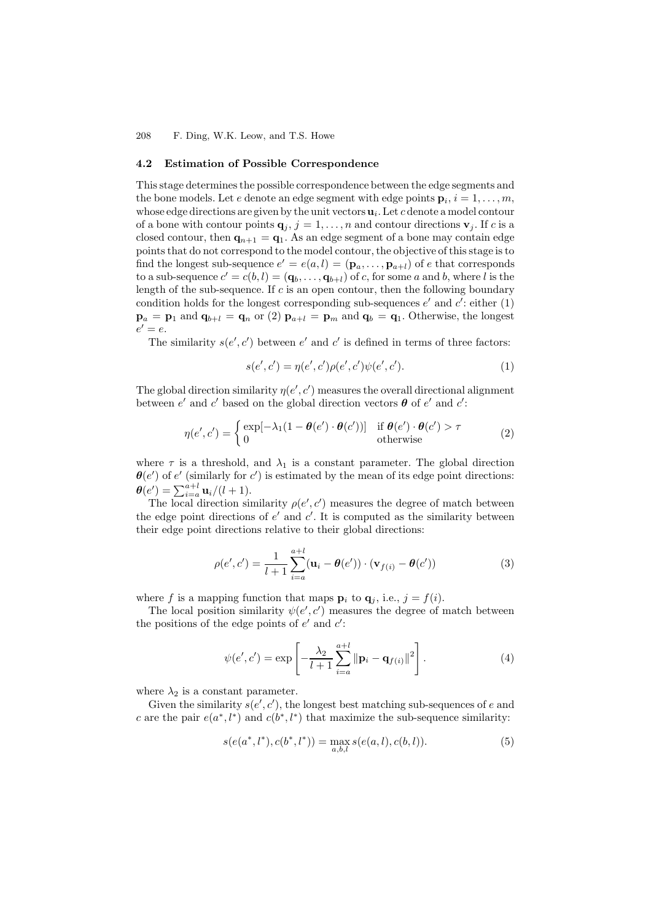### 4.2 Estimation of Possible Correspondence

This stage determines the possible correspondence between the edge segments and the bone models. Let $e$ denote an edge segment with edge points $\mathbf{p}_i$, $i = 1, \ldots, m$, whose edge directions are given by the unit vectors $\mathbf{u}_i$. Let $c$ denote a model contour of a bone with contour points $\mathbf{q}_j$, $j = 1, \ldots, n$ and contour directions $\mathbf{v}_j$. If $c$ is a closed contour, then $\mathbf{q}_{n+1} = \mathbf{q}_1$. As an edge segment of a bone may contain edge points that do not correspond to the model contour, the objective of this stage is to find the longest sub-sequence $e' = e(a, l) = (\mathbf{p}_a, \ldots, \mathbf{p}_{a+l})$ of $e$ that corresponds to a sub-sequence $c' = c(b, l) = (\mathbf{q}_b, \ldots, \mathbf{q}_{b+l})$ of $c$, for some $a$ and $b$, where $l$ is the length of the sub-sequence. If $c$ is an open contour, then the following boundary condition holds for the longest corresponding sub-sequences $e'$ and $c'$: either (1) $\mathbf{p}_a = \mathbf{p}_1$ and $\mathbf{q}_{b+l} = \mathbf{q}_n$ or (2) $\mathbf{p}_{a+l} = \mathbf{p}_m$ and $\mathbf{q}_b = \mathbf{q}_1$. Otherwise, the longest $e' = e$.

The similarity $s(e', c')$ between $e'$ and $c'$ is defined in terms of three factors:

$$s(e', c') = \eta(e', c')\rho(e', c')\psi(e', c'). \tag{1}$$

The global direction similarity $\eta(e', c')$ measures the overall directional alignment between $e'$ and $c'$ based on the global direction vectors $\boldsymbol{\theta}$ of $e'$ and $c'$:

$$\eta(e', c') = \begin{cases} \exp[-\lambda_1(1 - \boldsymbol{\theta}(e') \cdot \boldsymbol{\theta}(c'))] & \text{if } \boldsymbol{\theta}(e') \cdot \boldsymbol{\theta}(c') > \tau \\ 0 & \text{otherwise} \end{cases} \tag{2}$$

where $\tau$ is a threshold, and $\lambda_1$ is a constant parameter. The global direction $\boldsymbol{\theta}(e')$ of $e'$ (similarly for $c'$) is estimated by the mean of its edge point directions: $\boldsymbol{\theta}(e') = \sum_{i=a}^{a+l} \mathbf{u}_i / (l + 1)$.

The local direction similarity $\rho(e', c')$ measures the degree of match between the edge point directions of $e'$ and $c'$. It is computed as the similarity between their edge point directions relative to their global directions:

$$\rho(e', c') = \frac{1}{l+1} \sum_{i=a}^{a+l} (\mathbf{u}_i - \boldsymbol{\theta}(e')) \cdot (\mathbf{v}_{f(i)} - \boldsymbol{\theta}(c')) \tag{3}$$

where $f$ is a mapping function that maps $\mathbf{p}_i$ to $\mathbf{q}_j$, i.e., $j = f(i)$.

The local position similarity $\psi(e', c')$ measures the degree of match between the positions of the edge points of $e'$ and $c'$:

$$\psi(e', c') = \exp\left[-\frac{\lambda_2}{l+1} \sum_{i=a}^{a+l} \|\mathbf{p}_i - \mathbf{q}_{f(i)}\|^2\right]. \tag{4}$$

where $\lambda_2$ is a constant parameter.

Given the similarity $s(e', c')$, the longest best matching sub-sequences of $e$ and $c$ are the pair $e(a^*, l^*)$ and $c(b^*, l^*)$ that maximize the sub-sequence similarity:

$$s(e(a^*, l^*), c(b^*, l^*)) = \max_{a,b,l} s(e(a, l), c(b, l)). \tag{5}$$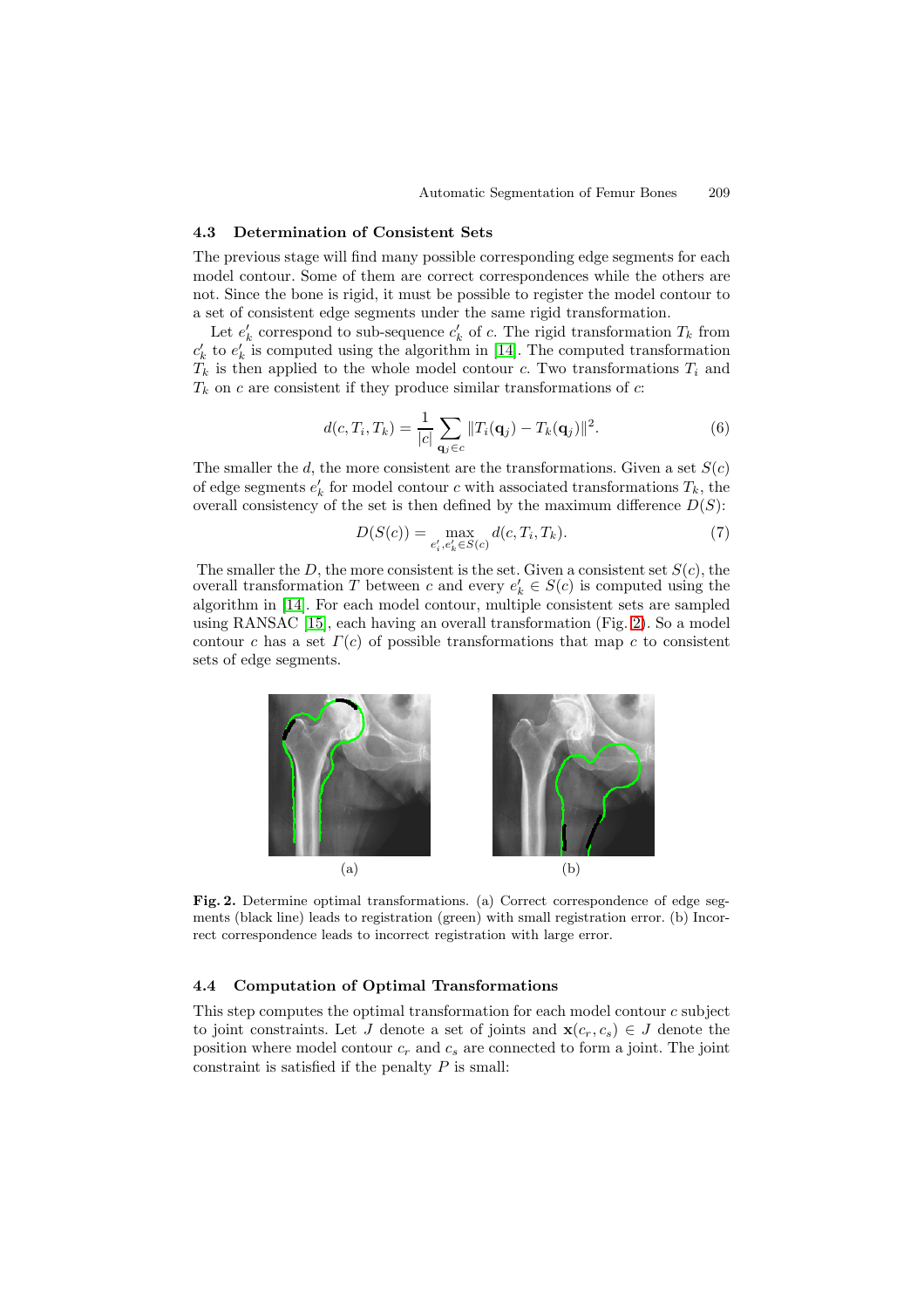### 4.3 Determination of Consistent Sets

The previous stage will find many possible corresponding edge segments for each model contour. Some of them are correct correspondences while the others are not. Since the bone is rigid, it must be possible to register the model contour to a set of consistent edge segments under the same rigid transformation.

Let $e'_k$ correspond to sub-sequence $c'_k$ of $c$. The rigid transformation $T_k$ from $c'_k$ to $e'_k$ is computed using the algorithm in [14]. The computed transformation $T_k$ is then applied to the whole model contour $c$. Two transformations $T_i$ and $T_k$ on $c$ are consistent if they produce similar transformations of $c$:

$$d(c, T_i, T_k) = \frac{1}{|c|} \sum_{\mathbf{q}_j \in c} \|T_i(\mathbf{q}_j) - T_k(\mathbf{q}_j)\|^2. \tag{6}$$

The smaller the $d$, the more consistent are the transformations. Given a set $S(c)$ of edge segments $e'_k$ for model contour $c$ with associated transformations $T_k$, the overall consistency of the set is then defined by the maximum difference $D(S)$:

$$D(S(c)) = \max_{e'_i, e'_k \in S(c)} d(c, T_i, T_k). \tag{7}$$

The smaller the $D$, the more consistent is the set. Given a consistent set $S(c)$, the overall transformation $T$ between $c$ and every $e'_k \in S(c)$ is computed using the algorithm in [14]. For each model contour, multiple consistent sets are sampled using RANSAC [15], each having an overall transformation (Fig. 2). So a model contour $c$ has a set $\Gamma(c)$ of possible transformations that map $c$ to consistent sets of edge segments.

(a) (b)

**Fig. 2.** Determine optimal transformations. (a) Correct correspondence of edge segments (black line) leads to registration (green) with small registration error. (b) Incorrect correspondence leads to incorrect registration with large error.

### 4.4 Computation of Optimal Transformations

This step computes the optimal transformation for each model contour $c$ subject to joint constraints. Let $J$ denote a set of joints and $\mathbf{x}(c_r, c_s) \in J$ denote the position where model contour $c_r$ and $c_s$ are connected to form a joint. The joint constraint is satisfied if the penalty $P$ is small: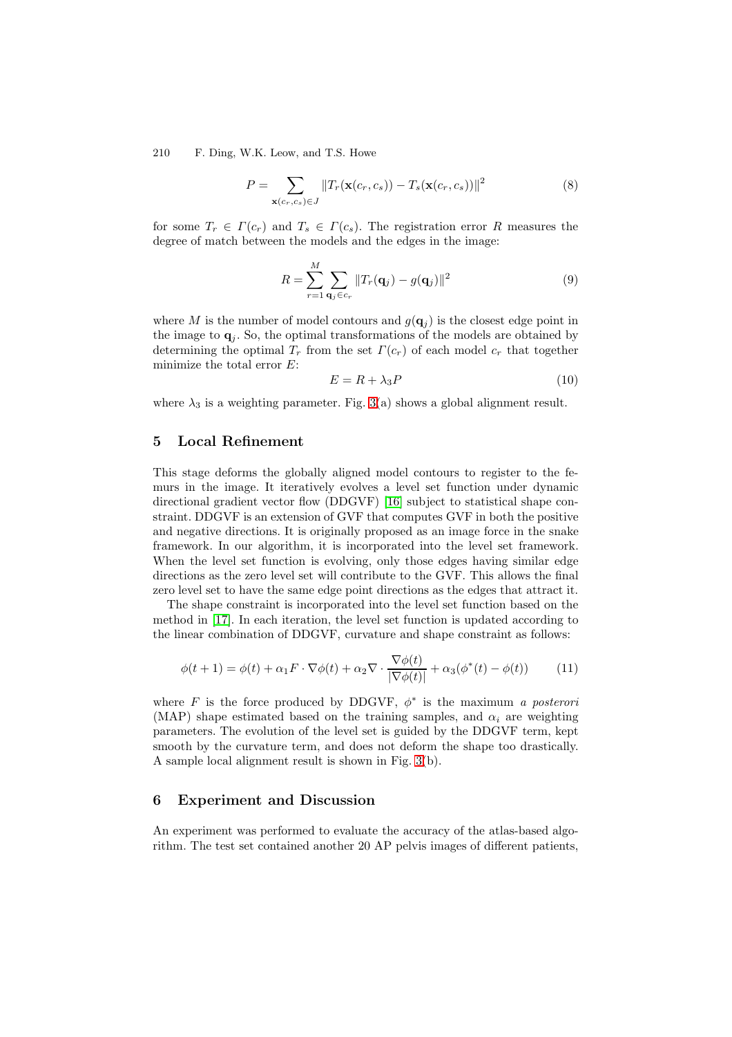$$P = \sum_{\mathbf{x}(c_r, c_s) \in J} \| T_r(\mathbf{x}(c_r, c_s)) - T_s(\mathbf{x}(c_r, c_s)) \|^2 \tag{8}$$

for some $T_r \in \Gamma(c_r)$ and $T_s \in \Gamma(c_s)$. The registration error $R$ measures the degree of match between the models and the edges in the image:

$$R = \sum_{r=1}^{M} \sum_{\mathbf{q}_j \in c_r} \| T_r(\mathbf{q}_j) - g(\mathbf{q}_j) \|^2 \tag{9}$$

where $M$ is the number of model contours and $g(\mathbf{q}_j)$ is the closest edge point in the image to $\mathbf{q}_j$. So, the optimal transformations of the models are obtained by determining the optimal $T_r$ from the set $\Gamma(c_r)$ of each model $c_r$ that together minimize the total error $E$:

$$E = R + \lambda_3 P \tag{10}$$

where $\lambda_3$ is a weighting parameter. Fig. 3(a) shows a global alignment result.

## 5 Local Refinement

This stage deforms the globally aligned model contours to register to the femurs in the image. It iteratively evolves a level set function under dynamic directional gradient vector flow (DDGVF) [16] subject to statistical shape constraint. DDGVF is an extension of GVF that computes GVF in both the positive and negative directions. It is originally proposed as an image force in the snake framework. In our algorithm, it is incorporated into the level set framework. When the level set function is evolving, only those edges having similar edge directions as the zero level set will contribute to the GVF. This allows the final zero level set to have the same edge point directions as the edges that attract it.

The shape constraint is incorporated into the level set function based on the method in [17]. In each iteration, the level set function is updated according to the linear combination of DDGVF, curvature and shape constraint as follows:

$$\phi(t+1) = \phi(t) + \alpha_1 F \cdot \nabla\phi(t) + \alpha_2 \nabla \cdot \frac{\nabla\phi(t)}{|\nabla\phi(t)|} + \alpha_3(\phi^*(t) - \phi(t)) \tag{11}$$

where $F$ is the force produced by DDGVF, $\phi^*$ is the maximum *a posterori* (MAP) shape estimated based on the training samples, and $\alpha_i$ are weighting parameters. The evolution of the level set is guided by the DDGVF term, kept smooth by the curvature term, and does not deform the shape too drastically. A sample local alignment result is shown in Fig. 3(b).

## 6 Experiment and Discussion

An experiment was performed to evaluate the accuracy of the atlas-based algorithm. The test set contained another 20 AP pelvis images of different patients,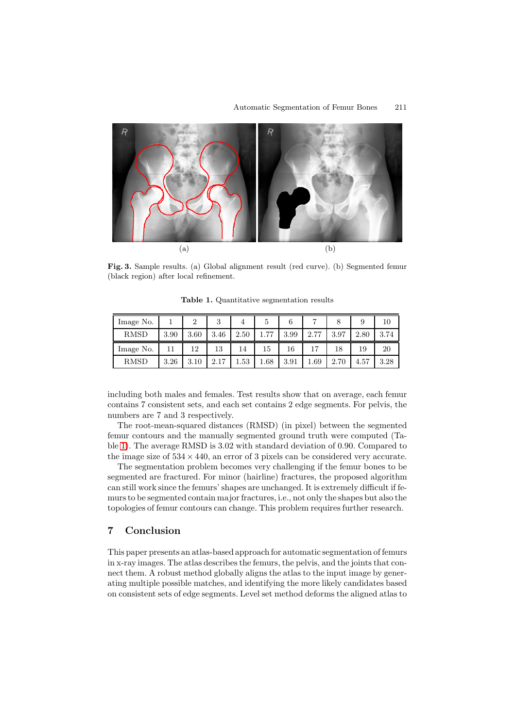Fig. 3. Sample results. (a) Global alignment result (red curve). (b) Segmented femur (black region) after local refinement.

Table 1. Quantitative segmentation results

| Image No. | 1 | 2 | 3 | 4 | 5 | 6 | 7 | 8 | 9 | 10 |
|---|---|---|---|---|---|---|---|---|---|---|
| RMSD | 3.90 | 3.60 | 3.46 | 2.50 | 1.77 | 3.99 | 2.77 | 3.97 | 2.80 | 3.74 |
| Image No. | 11 | 12 | 13 | 14 | 15 | 16 | 17 | 18 | 19 | 20 |
| RMSD | 3.26 | 3.10 | 2.17 | 1.53 | 1.68 | 3.91 | 1.69 | 2.70 | 4.57 | 3.28 |

including both males and females. Test results show that on average, each femur contains 7 consistent sets, and each set contains 2 edge segments. For pelvis, the numbers are 7 and 3 respectively.

The root-mean-squared distances (RMSD) (in pixel) between the segmented femur contours and the manually segmented ground truth were computed (Table 1). The average RMSD is 3.02 with standard deviation of 0.90. Compared to the image size of $534 \times 440$, an error of 3 pixels can be considered very accurate.

The segmentation problem becomes very challenging if the femur bones to be segmented are fractured. For minor (hairline) fractures, the proposed algorithm can still work since the femurs' shapes are unchanged. It is extremely difficult if femurs to be segmented contain major fractures, i.e., not only the shapes but also the topologies of femur contours can change. This problem requires further research.

## 7 Conclusion

This paper presents an atlas-based approach for automatic segmentation of femurs in x-ray images. The atlas describes the femurs, the pelvis, and the joints that connect them. A robust method globally aligns the atlas to the input image by generating multiple possible matches, and identifying the more likely candidates based on consistent sets of edge segments. Level set method deforms the aligned atlas to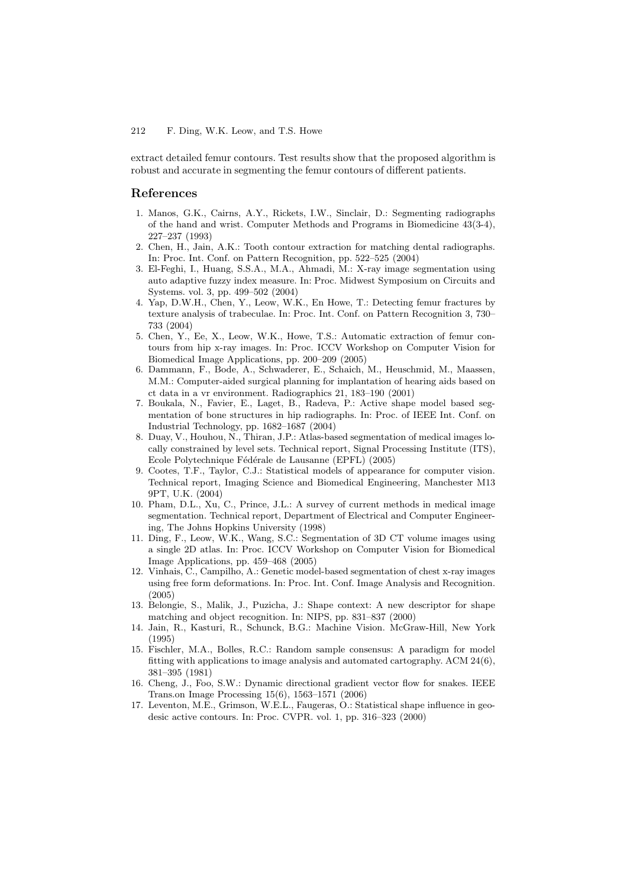extract detailed femur contours. Test results show that the proposed algorithm is robust and accurate in segmenting the femur contours of different patients.

## References

1. Manos, G.K., Cairns, A.Y., Rickets, I.W., Sinclair, D.: Segmenting radiographs of the hand and wrist. Computer Methods and Programs in Biomedicine 43(3-4), 227–237 (1993)
2. Chen, H., Jain, A.K.: Tooth contour extraction for matching dental radiographs. In: Proc. Int. Conf. on Pattern Recognition, pp. 522–525 (2004)
3. El-Feghi, I., Huang, S.S.A., M.A., Ahmadi, M.: X-ray image segmentation using auto adaptive fuzzy index measure. In: Proc. Midwest Symposium on Circuits and Systems. vol. 3, pp. 499–502 (2004)
4. Yap, D.W.H., Chen, Y., Leow, W.K., En Howe, T.: Detecting femur fractures by texture analysis of trabeculae. In: Proc. Int. Conf. on Pattern Recognition 3, 730–733 (2004)
5. Chen, Y., Ee, X., Leow, W.K., Howe, T.S.: Automatic extraction of femur contours from hip x-ray images. In: Proc. ICCV Workshop on Computer Vision for Biomedical Image Applications, pp. 200–209 (2005)
6. Dammann, F., Bode, A., Schwaderer, E., Schaich, M., Heuschmid, M., Maassen, M.M.: Computer-aided surgical planning for implantation of hearing aids based on ct data in a vr environment. Radiographics 21, 183–190 (2001)
7. Boukala, N., Favier, E., Laget, B., Radeva, P.: Active shape model based segmentation of bone structures in hip radiographs. In: Proc. of IEEE Int. Conf. on Industrial Technology, pp. 1682–1687 (2004)
8. Duay, V., Houhou, N., Thiran, J.P.: Atlas-based segmentation of medical images locally constrained by level sets. Technical report, Signal Processing Institute (ITS), Ecole Polytechnique Fédérale de Lausanne (EPFL) (2005)
9. Cootes, T.F., Taylor, C.J.: Statistical models of appearance for computer vision. Technical report, Imaging Science and Biomedical Engineering, Manchester M13 9PT, U.K. (2004)
10. Pham, D.L., Xu, C., Prince, J.L.: A survey of current methods in medical image segmentation. Technical report, Department of Electrical and Computer Engineering, The Johns Hopkins University (1998)
11. Ding, F., Leow, W.K., Wang, S.C.: Segmentation of 3D CT volume images using a single 2D atlas. In: Proc. ICCV Workshop on Computer Vision for Biomedical Image Applications, pp. 459–468 (2005)
12. Vinhais, C., Campilho, A.: Genetic model-based segmentation of chest x-ray images using free form deformations. In: Proc. Int. Conf. Image Analysis and Recognition. (2005)
13. Belongie, S., Malik, J., Puzicha, J.: Shape context: A new descriptor for shape matching and object recognition. In: NIPS, pp. 831–837 (2000)
14. Jain, R., Kasturi, R., Schunck, B.G.: Machine Vision. McGraw-Hill, New York (1995)
15. Fischler, M.A., Bolles, R.C.: Random sample consensus: A paradigm for model fitting with applications to image analysis and automated cartography. ACM 24(6), 381–395 (1981)
16. Cheng, J., Foo, S.W.: Dynamic directional gradient vector flow for snakes. IEEE Trans.on Image Processing 15(6), 1563–1571 (2006)
17. Leventon, M.E., Grimson, W.E.L., Faugeras, O.: Statistical shape influence in geodesic active contours. In: Proc. CVPR. vol. 1, pp. 316–323 (2000)